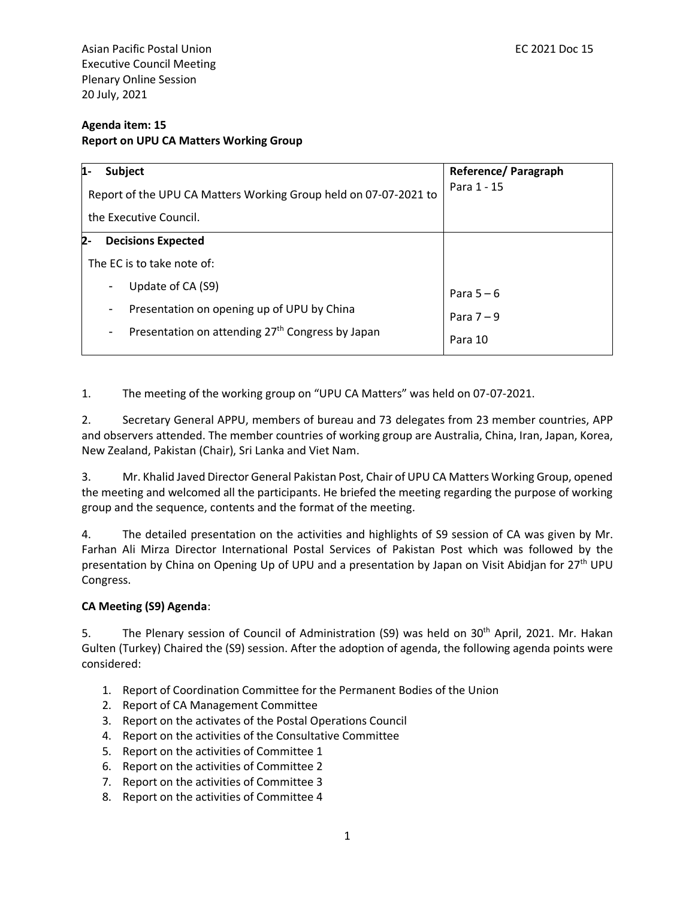Asian Pacific Postal Union
Executive Council Meeting
Plenary Online Session
20 July, 2021

EC 2021 Doc 15

**Agenda item: 15**
**Report on UPU CA Matters Working Group**

| 1- **Subject** | **Reference/ Paragraph** |
|---|---|
| Report of the UPU CA Matters Working Group held on 07-07-2021 to the Executive Council. | Para 1 - 15 |
| 2- **Decisions Expected** | |
| The EC is to take note of: | |
| - Update of CA (S9) | Para 5 – 6 |
| - Presentation on opening up of UPU by China | Para 7 – 9 |
| - Presentation on attending 27th Congress by Japan | Para 10 |

1. The meeting of the working group on "UPU CA Matters" was held on 07-07-2021.

2. Secretary General APPU, members of bureau and 73 delegates from 23 member countries, APP and observers attended. The member countries of working group are Australia, China, Iran, Japan, Korea, New Zealand, Pakistan (Chair), Sri Lanka and Viet Nam.

3. Mr. Khalid Javed Director General Pakistan Post, Chair of UPU CA Matters Working Group, opened the meeting and welcomed all the participants. He briefed the meeting regarding the purpose of working group and the sequence, contents and the format of the meeting.

4. The detailed presentation on the activities and highlights of S9 session of CA was given by Mr. Farhan Ali Mirza Director International Postal Services of Pakistan Post which was followed by the presentation by China on Opening Up of UPU and a presentation by Japan on Visit Abidjan for 27th UPU Congress.

**CA Meeting (S9) Agenda**:

5. The Plenary session of Council of Administration (S9) was held on 30th April, 2021. Mr. Hakan Gulten (Turkey) Chaired the (S9) session. After the adoption of agenda, the following agenda points were considered:

1. Report of Coordination Committee for the Permanent Bodies of the Union
2. Report of CA Management Committee
3. Report on the activates of the Postal Operations Council
4. Report on the activities of the Consultative Committee
5. Report on the activities of Committee 1
6. Report on the activities of Committee 2
7. Report on the activities of Committee 3
8. Report on the activities of Committee 4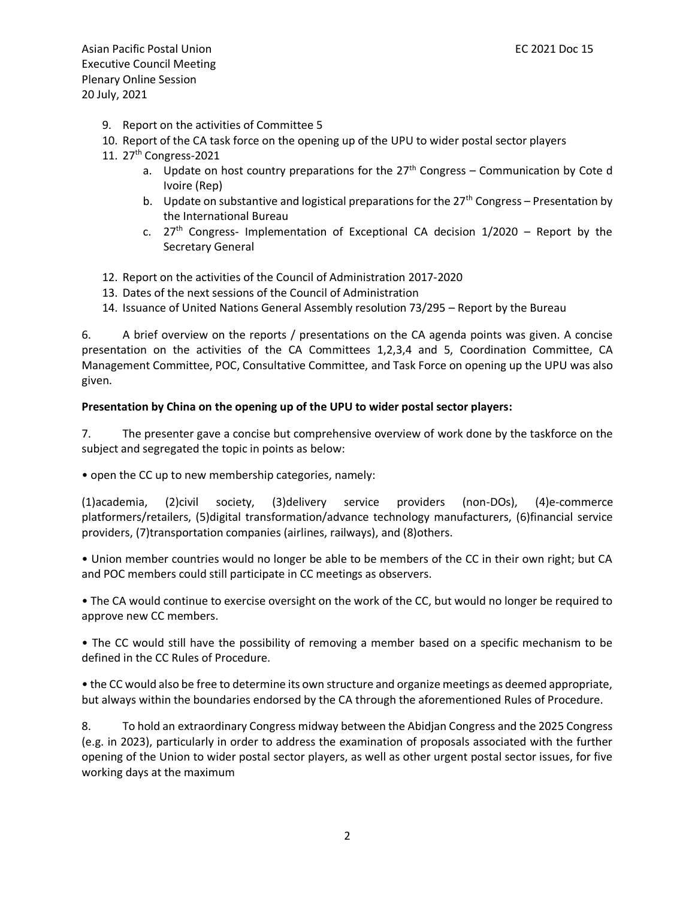9. Report on the activities of Committee 5
10. Report of the CA task force on the opening up of the UPU to wider postal sector players
11. 27th Congress-2021
    a. Update on host country preparations for the 27th Congress – Communication by Cote d Ivoire (Rep)
    b. Update on substantive and logistical preparations for the 27th Congress – Presentation by the International Bureau
    c. 27th Congress- Implementation of Exceptional CA decision 1/2020 – Report by the Secretary General
12. Report on the activities of the Council of Administration 2017-2020
13. Dates of the next sessions of the Council of Administration
14. Issuance of United Nations General Assembly resolution 73/295 – Report by the Bureau

6. A brief overview on the reports / presentations on the CA agenda points was given. A concise presentation on the activities of the CA Committees 1,2,3,4 and 5, Coordination Committee, CA Management Committee, POC, Consultative Committee, and Task Force on opening up the UPU was also given.

**Presentation by China on the opening up of the UPU to wider postal sector players:**

7. The presenter gave a concise but comprehensive overview of work done by the taskforce on the subject and segregated the topic in points as below:

• open the CC up to new membership categories, namely:

(1)academia, (2)civil society, (3)delivery service providers (non-DOs), (4)e-commerce platformers/retailers, (5)digital transformation/advance technology manufacturers, (6)financial service providers, (7)transportation companies (airlines, railways), and (8)others.

• Union member countries would no longer be able to be members of the CC in their own right; but CA and POC members could still participate in CC meetings as observers.

• The CA would continue to exercise oversight on the work of the CC, but would no longer be required to approve new CC members.

• The CC would still have the possibility of removing a member based on a specific mechanism to be defined in the CC Rules of Procedure.

• the CC would also be free to determine its own structure and organize meetings as deemed appropriate, but always within the boundaries endorsed by the CA through the aforementioned Rules of Procedure.

8. To hold an extraordinary Congress midway between the Abidjan Congress and the 2025 Congress (e.g. in 2023), particularly in order to address the examination of proposals associated with the further opening of the Union to wider postal sector players, as well as other urgent postal sector issues, for five working days at the maximum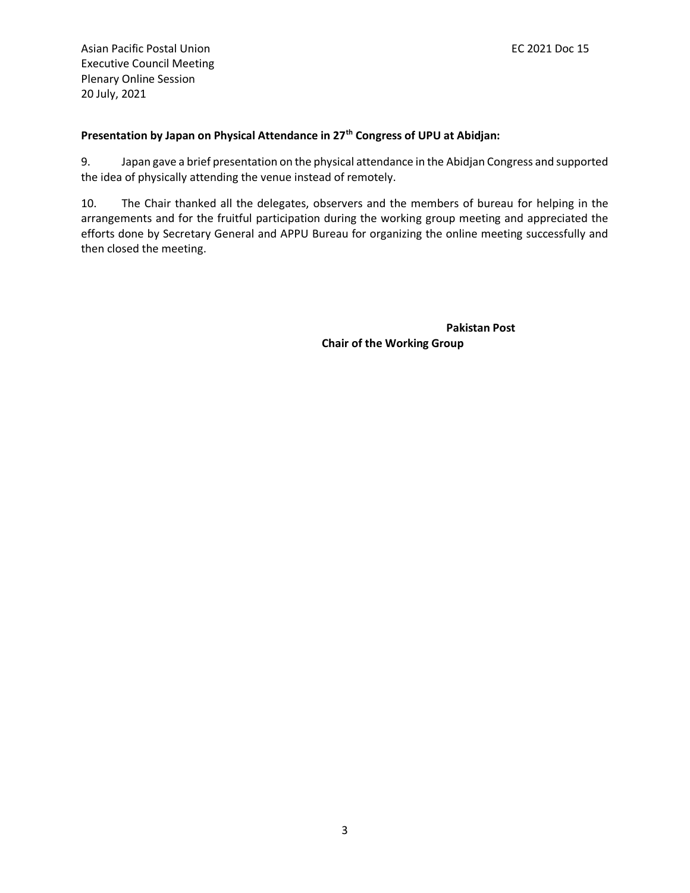**Presentation by Japan on Physical Attendance in 27th Congress of UPU at Abidjan:**

9. Japan gave a brief presentation on the physical attendance in the Abidjan Congress and supported the idea of physically attending the venue instead of remotely.

10. The Chair thanked all the delegates, observers and the members of bureau for helping in the arrangements and for the fruitful participation during the working group meeting and appreciated the efforts done by Secretary General and APPU Bureau for organizing the online meeting successfully and then closed the meeting.

**Pakistan Post**
**Chair of the Working Group**